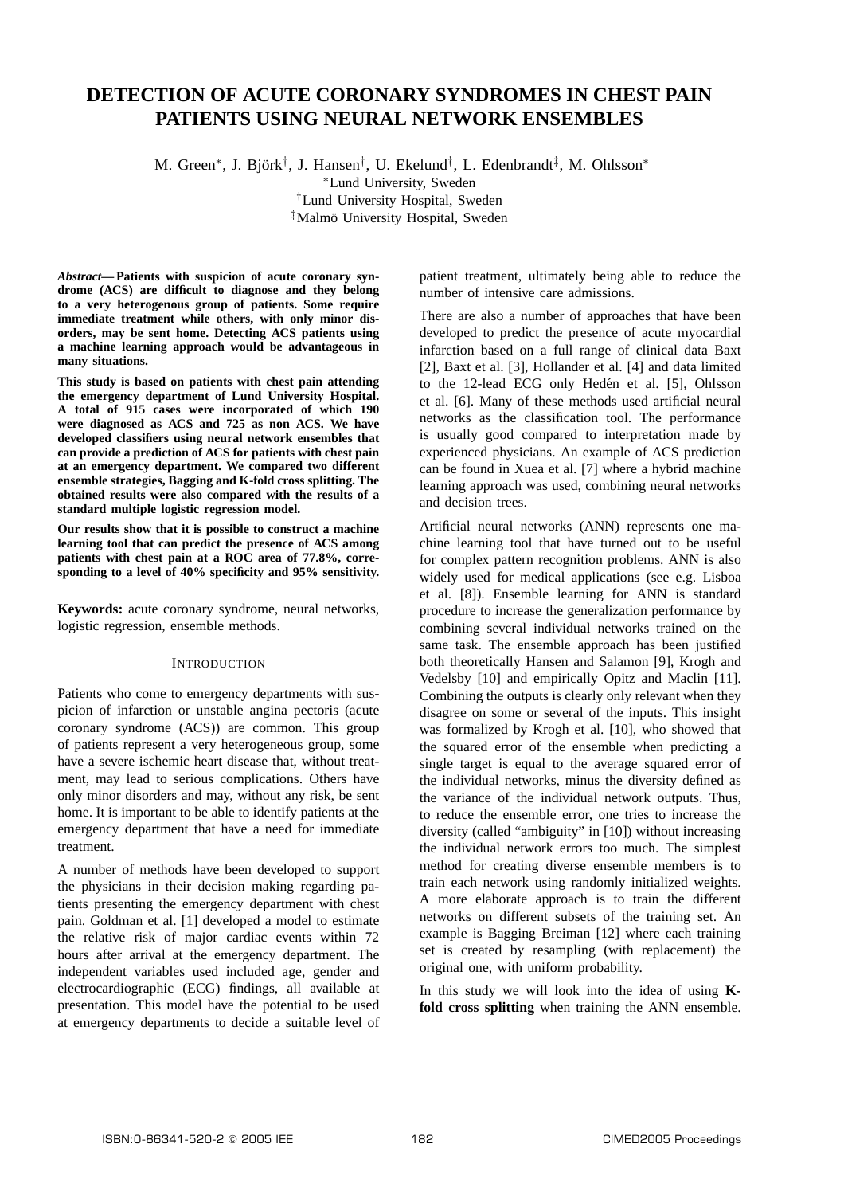# DETECTION OF ACUTE CORONARY SYNDROMES IN CHEST PAIN PATIENTS USING NEURAL NETWORK ENSEMBLES

M. Green[∗], J. Björk[†], J. Hansen[†], U. Ekelund[†], L. Edenbrandt[‡], M. Ohlsson[∗]

[∗]Lund University, Sweden

[†]Lund University Hospital, Sweden

[‡]Malmö University Hospital, Sweden

***Abstract*— Patients with suspicion of acute coronary syndrome (ACS) are difficult to diagnose and they belong to a very heterogenous group of patients. Some require immediate treatment while others, with only minor disorders, may be sent home. Detecting ACS patients using a machine learning approach would be advantageous in many situations.**

**This study is based on patients with chest pain attending the emergency department of Lund University Hospital. A total of 915 cases were incorporated of which 190 were diagnosed as ACS and 725 as non ACS. We have developed classifiers using neural network ensembles that can provide a prediction of ACS for patients with chest pain at an emergency department. We compared two different ensemble strategies, Bagging and K-fold cross splitting. The obtained results were also compared with the results of a standard multiple logistic regression model.**

**Our results show that it is possible to construct a machine learning tool that can predict the presence of ACS among patients with chest pain at a ROC area of 77.8%, corresponding to a level of 40% specificity and 95% sensitivity.**

**Keywords:** acute coronary syndrome, neural networks, logistic regression, ensemble methods.

## INTRODUCTION

Patients who come to emergency departments with suspicion of infarction or unstable angina pectoris (acute coronary syndrome (ACS)) are common. This group of patients represent a very heterogeneous group, some have a severe ischemic heart disease that, without treatment, may lead to serious complications. Others have only minor disorders and may, without any risk, be sent home. It is important to be able to identify patients at the emergency department that have a need for immediate treatment.

A number of methods have been developed to support the physicians in their decision making regarding patients presenting the emergency department with chest pain. Goldman et al. [1] developed a model to estimate the relative risk of major cardiac events within 72 hours after arrival at the emergency department. The independent variables used included age, gender and electrocardiographic (ECG) findings, all available at presentation. This model have the potential to be used at emergency departments to decide a suitable level of patient treatment, ultimately being able to reduce the number of intensive care admissions.

There are also a number of approaches that have been developed to predict the presence of acute myocardial infarction based on a full range of clinical data Baxt [2], Baxt et al. [3], Hollander et al. [4] and data limited to the 12-lead ECG only Hedén et al. [5], Ohlsson et al. [6]. Many of these methods used artificial neural networks as the classification tool. The performance is usually good compared to interpretation made by experienced physicians. An example of ACS prediction can be found in Xuea et al. [7] where a hybrid machine learning approach was used, combining neural networks and decision trees.

Artificial neural networks (ANN) represents one machine learning tool that have turned out to be useful for complex pattern recognition problems. ANN is also widely used for medical applications (see e.g. Lisboa et al. [8]). Ensemble learning for ANN is standard procedure to increase the generalization performance by combining several individual networks trained on the same task. The ensemble approach has been justified both theoretically Hansen and Salamon [9], Krogh and Vedelsby [10] and empirically Opitz and Maclin [11]. Combining the outputs is clearly only relevant when they disagree on some or several of the inputs. This insight was formalized by Krogh et al. [10], who showed that the squared error of the ensemble when predicting a single target is equal to the average squared error of the individual networks, minus the diversity defined as the variance of the individual network outputs. Thus, to reduce the ensemble error, one tries to increase the diversity (called "ambiguity" in [10]) without increasing the individual network errors too much. The simplest method for creating diverse ensemble members is to train each network using randomly initialized weights. A more elaborate approach is to train the different networks on different subsets of the training set. An example is Bagging Breiman [12] where each training set is created by resampling (with replacement) the original one, with uniform probability.

In this study we will look into the idea of using **K-fold cross splitting** when training the ANN ensemble.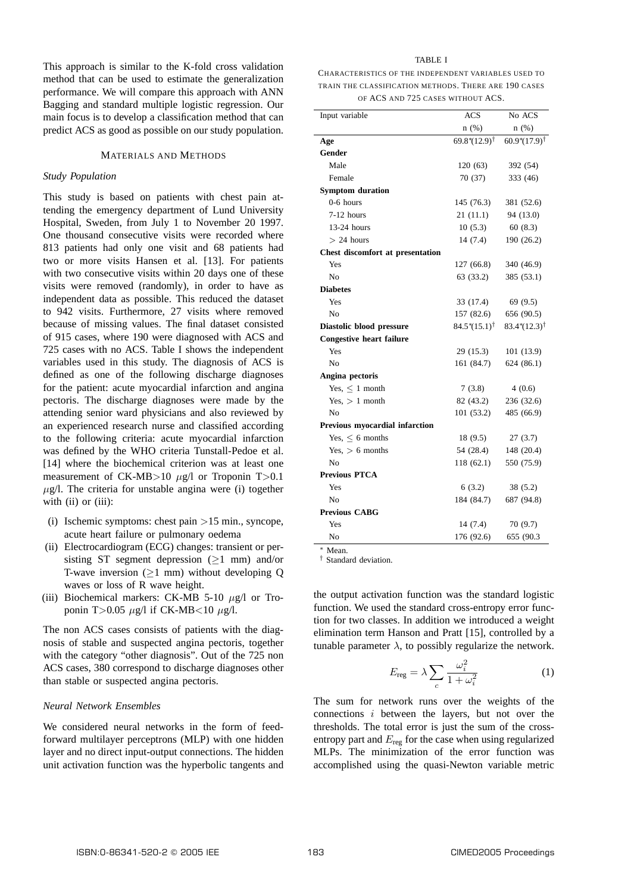This approach is similar to the K-fold cross validation method that can be used to estimate the generalization performance. We will compare this approach with ANN Bagging and standard multiple logistic regression. Our main focus is to develop a classification method that can predict ACS as good as possible on our study population.

## MATERIALS AND METHODS

### *Study Population*

This study is based on patients with chest pain attending the emergency department of Lund University Hospital, Sweden, from July 1 to November 20 1997. One thousand consecutive visits were recorded where 813 patients had only one visit and 68 patients had two or more visits Hansen et al. [13]. For patients with two consecutive visits within 20 days one of these visits were removed (randomly), in order to have as independent data as possible. This reduced the dataset to 942 visits. Furthermore, 27 visits where removed because of missing values. The final dataset consisted of 915 cases, where 190 were diagnosed with ACS and 725 cases with no ACS. Table I shows the independent variables used in this study. The diagnosis of ACS is defined as one of the following discharge diagnoses for the patient: acute myocardial infarction and angina pectoris. The discharge diagnoses were made by the attending senior ward physicians and also reviewed by an experienced research nurse and classified according to the following criteria: acute myocardial infarction was defined by the WHO criteria Tunstall-Pedoe et al. [14] where the biochemical criterion was at least one measurement of CK-MB>10 $\mu$g/l or Troponin T>0.1 $\mu$g/l. The criteria for unstable angina were (i) together with (ii) or (iii):

- (i) Ischemic symptoms: chest pain >15 min., syncope, acute heart failure or pulmonary oedema
- (ii) Electrocardiogram (ECG) changes: transient or persisting ST segment depression ($\geq$1 mm) and/or T-wave inversion ($\geq$1 mm) without developing Q waves or loss of R wave height.
- (iii) Biochemical markers: CK-MB 5-10 $\mu$g/l or Troponin T>0.05 $\mu$g/l if CK-MB<10 $\mu$g/l.

The non ACS cases consists of patients with the diagnosis of stable and suspected angina pectoris, together with the category "other diagnosis". Out of the 725 non ACS cases, 380 correspond to discharge diagnoses other than stable or suspected angina pectoris.

TABLE I

CHARACTERISTICS OF THE INDEPENDENT VARIABLES USED TO TRAIN THE CLASSIFICATION METHODS. THERE ARE 190 CASES OF ACS AND 725 CASES WITHOUT ACS.

| Input variable | ACS | No ACS |
|---|---|---|
| | n (%) | n (%) |
| **Age** | 69.8*(12.9)† | 60.9*(17.9)† |
| **Gender** | | |
| Male | 120 (63) | 392 (54) |
| Female | 70 (37) | 333 (46) |
| **Symptom duration** | | |
| 0-6 hours | 145 (76.3) | 381 (52.6) |
| 7-12 hours | 21 (11.1) | 94 (13.0) |
| 13-24 hours | 10 (5.3) | 60 (8.3) |
| > 24 hours | 14 (7.4) | 190 (26.2) |
| **Chest discomfort at presentation** | | |
| Yes | 127 (66.8) | 340 (46.9) |
| No | 63 (33.2) | 385 (53.1) |
| **Diabetes** | | |
| Yes | 33 (17.4) | 69 (9.5) |
| No | 157 (82.6) | 656 (90.5) |
| **Diastolic blood pressure** | 84.5*(15.1)† | 83.4*(12.3)† |
| **Congestive heart failure** | | |
| Yes | 29 (15.3) | 101 (13.9) |
| No | 161 (84.7) | 624 (86.1) |
| **Angina pectoris** | | |
| Yes, $\leq$ 1 month | 7 (3.8) | 4 (0.6) |
| Yes, > 1 month | 82 (43.2) | 236 (32.6) |
| No | 101 (53.2) | 485 (66.9) |
| **Previous myocardial infarction** | | |
| Yes, $\leq$ 6 months | 18 (9.5) | 27 (3.7) |
| Yes, > 6 months | 54 (28.4) | 148 (20.4) |
| No | 118 (62.1) | 550 (75.9) |
| **Previous PTCA** | | |
| Yes | 6 (3.2) | 38 (5.2) |
| No | 184 (84.7) | 687 (94.8) |
| **Previous CABG** | | |
| Yes | 14 (7.4) | 70 (9.7) |
| No | 176 (92.6) | 655 (90.3 |

\* Mean.
† Standard deviation.

### *Neural Network Ensembles*

We considered neural networks in the form of feed-forward multilayer perceptrons (MLP) with one hidden layer and no direct input-output connections. The hidden unit activation function was the hyperbolic tangents and the output activation function was the standard logistic function. We used the standard cross-entropy error function for two classes. In addition we introduced a weight elimination term Hanson and Pratt [15], controlled by a tunable parameter $\lambda$, to possibly regularize the network.

$$E_{\text{reg}} = \lambda \sum_{c} \frac{\omega_i^2}{1 + \omega_i^2} \quad (1)$$

The sum for network runs over the weights of the connections $i$ between the layers, but not over the thresholds. The total error is just the sum of the cross-entropy part and $E_{\text{reg}}$ for the case when using regularized MLPs. The minimization of the error function was accomplished using the quasi-Newton variable metric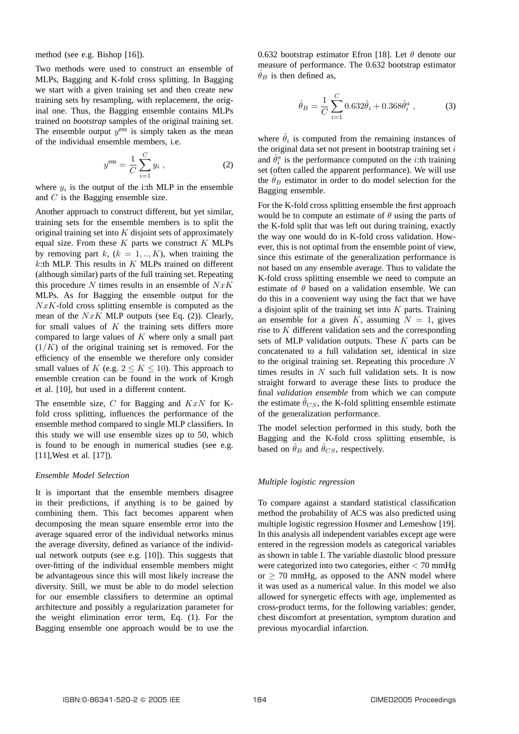method (see e.g. Bishop [16]).

Two methods were used to construct an ensemble of MLPs, Bagging and K-fold cross splitting. In Bagging we start with a given training set and then create new training sets by resampling, with replacement, the original one. Thus, the Bagging ensemble contains MLPs trained on *bootstrap* samples of the original training set. The ensemble output $y^{\text{ens}}$ is simply taken as the mean of the individual ensemble members, i.e.

$$y^{\text{ens}} = \frac{1}{C}\sum_{i=1}^{C} y_i \ , \tag{2}$$

where $y_i$ is the output of the i:th MLP in the ensemble and $C$ is the Bagging ensemble size.

Another approach to construct different, but yet similar, training sets for the ensemble members is to split the original training set into $K$ disjoint sets of approximately equal size. From these $K$ parts we construct $K$ MLPs by removing part $k$, ($k = 1,..,K$), when training the $k$:th MLP. This results in $K$ MLPs trained on different (although similar) parts of the full training set. Repeating this procedure $N$ times results in an ensemble of $NxK$ MLPs. As for Bagging the ensemble output for the $NxK$-fold cross splitting ensemble is computed as the mean of the $NxK$ MLP outputs (see Eq. (2)). Clearly, for small values of $K$ the training sets differs more compared to large values of $K$ where only a small part $(1/K)$ of the original training set is removed. For the efficiency of the ensemble we therefore only consider small values of $K$ (e.g. $2 \leq K \leq 10$). This approach to ensemble creation can be found in the work of Krogh et al. [10], but used in a different content.

The ensemble size, $C$ for Bagging and $KxN$ for K-fold cross splitting, influences the performance of the ensemble method compared to single MLP classifiers. In this study we will use ensemble sizes up to 50, which is found to be enough in numerical studies (see e.g. [11],West et al. [17]).

*Ensemble Model Selection*

It is important that the ensemble members disagree in their predictions, if anything is to be gained by combining them. This fact becomes apparent when decomposing the mean square ensemble error into the average squared error of the individual networks minus the average diversity, defined as variance of the individual network outputs (see e.g. [10]). This suggests that over-fitting of the individual ensemble members might be advantageous since this will most likely increase the diversity. Still, we must be able to do model selection for our ensemble classifiers to determine an optimal architecture and possibly a regularization parameter for the weight elimination error term, Eq. (1). For the Bagging ensemble one approach would be to use the 0.632 bootstrap estimator Efron [18]. Let $\theta$ denote our measure of performance. The 0.632 bootstrap estimator $\hat{\theta}_B$ is then defined as,

$$\hat{\theta}_B = \frac{1}{C}\sum_{i=1}^{C} 0.632\hat{\theta}_i + 0.368\hat{\theta}_i^a \ , \tag{3}$$

where $\hat{\theta}_i$ is computed from the remaining instances of the original data set not present in bootstrap training set $i$ and $\hat{\theta}_i^a$ is the performance computed on the $i$:th training set (often called the apparent performance). We will use the $\hat{\theta}_B$ estimator in order to do model selection for the Bagging ensemble.

For the K-fold cross splitting ensemble the first approach would be to compute an estimate of $\theta$ using the parts of the K-fold split that was left out during training, exactly the way one would do in K-fold cross validation. However, this is not optimal from the ensemble point of view, since this estimate of the generalization performance is not based on any ensemble average. Thus to validate the K-fold cross splitting ensemble we need to compute an estimate of $\theta$ based on a validation ensemble. We can do this in a convenient way using the fact that we have a disjoint split of the training set into $K$ parts. Training an ensemble for a given $K$, assuming $N = 1$, gives rise to $K$ different validation sets and the corresponding sets of MLP validation outputs. These $K$ parts can be concatenated to a full validation set, identical in size to the original training set. Repeating this procedure $N$ times results in $N$ such full validation sets. It is now straight forward to average these lists to produce the final *validation ensemble* from which we can compute the estimate $\hat{\theta}_{CS}$, the K-fold splitting ensemble estimate of the generalization performance.

The model selection performed in this study, both the Bagging and the K-fold cross splitting ensemble, is based on $\hat{\theta}_B$ and $\hat{\theta}_{CS}$, respectively.

*Multiple logistic regression*

To compare against a standard statistical classification method the probability of ACS was also predicted using multiple logistic regression Hosmer and Lemeshow [19]. In this analysis all independent variables except age were entered in the regression models as categorical variables as shown in table I. The variable diastolic blood pressure were categorized into two categories, either $< 70$ mmHg or $\geq 70$ mmHg, as opposed to the ANN model where it was used as a numerical value. In this model we also allowed for synergetic effects with age, implemented as cross-product terms, for the following variables: gender, chest discomfort at presentation, symptom duration and previous myocardial infarction.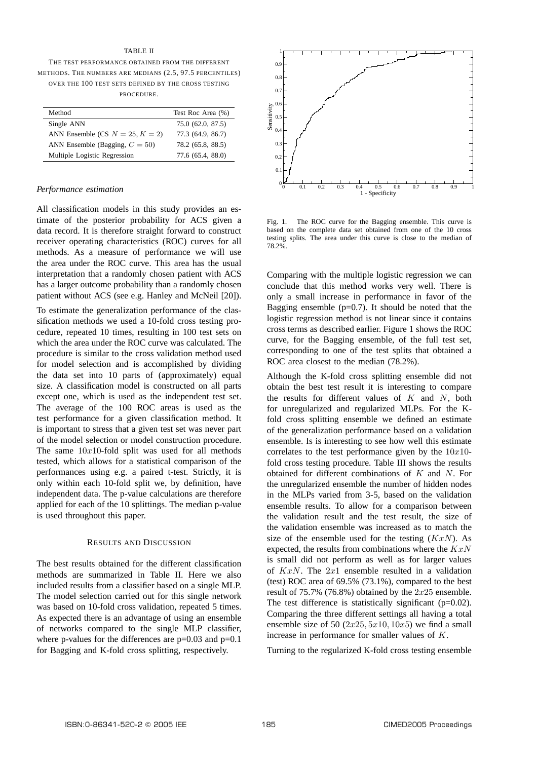TABLE II

THE TEST PERFORMANCE OBTAINED FROM THE DIFFERENT METHODS. THE NUMBERS ARE MEDIANS (2.5, 97.5 PERCENTILES) OVER THE 100 TEST SETS DEFINED BY THE CROSS TESTING PROCEDURE.

| Method | Test Roc Area (%) |
|---|---|
| Single ANN | 75.0 (62.0, 87.5) |
| ANN Ensemble (CS $N = 25, K = 2$) | 77.3 (64.9, 86.7) |
| ANN Ensemble (Bagging, $C = 50$) | 78.2 (65.8, 88.5) |
| Multiple Logistic Regression | 77.6 (65.4, 88.0) |

### *Performance estimation*

All classification models in this study provides an estimate of the posterior probability for ACS given a data record. It is therefore straight forward to construct receiver operating characteristics (ROC) curves for all methods. As a measure of performance we will use the area under the ROC curve. This area has the usual interpretation that a randomly chosen patient with ACS has a larger outcome probability than a randomly chosen patient without ACS (see e.g. Hanley and McNeil [20]).

To estimate the generalization performance of the classification methods we used a 10-fold cross testing procedure, repeated 10 times, resulting in 100 test sets on which the area under the ROC curve was calculated. The procedure is similar to the cross validation method used for model selection and is accomplished by dividing the data set into 10 parts of (approximately) equal size. A classification model is constructed on all parts except one, which is used as the independent test set. The average of the 100 ROC areas is used as the test performance for a given classification method. It is important to stress that a given test set was never part of the model selection or model construction procedure. The same $10x10$-fold split was used for all methods tested, which allows for a statistical comparison of the performances using e.g. a paired t-test. Strictly, it is only within each 10-fold split we, by definition, have independent data. The p-value calculations are therefore applied for each of the 10 splittings. The median p-value is used throughout this paper.

## RESULTS AND DISCUSSION

The best results obtained for the different classification methods are summarized in Table II. Here we also included results from a classifier based on a single MLP. The model selection carried out for this single network was based on 10-fold cross validation, repeated 5 times. As expected there is an advantage of using an ensemble of networks compared to the single MLP classifier, where p-values for the differences are p=0.03 and p=0.1 for Bagging and K-fold cross splitting, respectively.

Sensitivity

1 - Specificity

0
0.1
0.2
0.3
0.4
0.5
0.6
0.7
0.8
0.9
1

Fig. 1. The ROC curve for the Bagging ensemble. This curve is based on the complete data set obtained from one of the 10 cross testing splits. The area under this curve is close to the median of 78.2%.

Comparing with the multiple logistic regression we can conclude that this method works very well. There is only a small increase in performance in favor of the Bagging ensemble (p=0.7). It should be noted that the logistic regression method is not linear since it contains cross terms as described earlier. Figure 1 shows the ROC curve, for the Bagging ensemble, of the full test set, corresponding to one of the test splits that obtained a ROC area closest to the median (78.2%).

Although the K-fold cross splitting ensemble did not obtain the best test result it is interesting to compare the results for different values of $K$ and $N$, both for unregularized and regularized MLPs. For the K-fold cross splitting ensemble we defined an estimate of the generalization performance based on a validation ensemble. Is is interesting to see how well this estimate correlates to the test performance given by the $10x10$-fold cross testing procedure. Table III shows the results obtained for different combinations of $K$ and $N$. For the unregularized ensemble the number of hidden nodes in the MLPs varied from 3-5, based on the validation ensemble results. To allow for a comparison between the validation result and the test result, the size of the validation ensemble was increased as to match the size of the ensemble used for the testing ($KxN$). As expected, the results from combinations where the $KxN$ is small did not perform as well as for larger values of $KxN$. The $2x1$ ensemble resulted in a validation (test) ROC area of 69.5% (73.1%), compared to the best result of 75.7% (76.8%) obtained by the $2x25$ ensemble. The test difference is statistically significant (p=0.02). Comparing the three different settings all having a total ensemble size of 50 ($2x25, 5x10, 10x5$) we find a small increase in performance for smaller values of $K$.

Turning to the regularized K-fold cross testing ensemble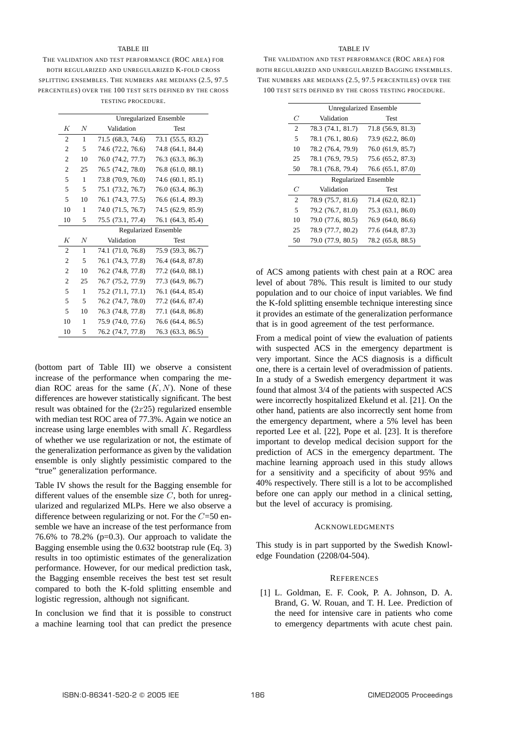TABLE III

The validation and test performance (ROC area) for both regularized and unregularized K-fold cross splitting ensembles. The numbers are medians (2.5, 97.5 percentiles) over the 100 test sets defined by the cross testing procedure.

| $K$ | $N$ | Validation | Test |
|---|---|---|---|
| | | Unregularized Ensemble | |
| 2 | 1 | 71.5 (68.3, 74.6) | 73.1 (55.5, 83.2) |
| 2 | 5 | 74.6 (72.2, 76.6) | 74.8 (64.1, 84.4) |
| 2 | 10 | 76.0 (74.2, 77.7) | 76.3 (63.3, 86.3) |
| 2 | 25 | 76.5 (74.2, 78.0) | 76.8 (61.0, 88.1) |
| 5 | 1 | 73.8 (70.9, 76.0) | 74.6 (60.1, 85.1) |
| 5 | 5 | 75.1 (73.2, 76.7) | 76.0 (63.4, 86.3) |
| 5 | 10 | 76.1 (74.3, 77.5) | 76.6 (61.4, 89.3) |
| 10 | 1 | 74.0 (71.5, 76.7) | 74.5 (62.9, 85.9) |
| 10 | 5 | 75.5 (73.1, 77.4) | 76.1 (64.3, 85.4) |
| | | Regularized Ensemble | |
| $K$ | $N$ | Validation | Test |
| 2 | 1 | 74.1 (71.0, 76.8) | 75.9 (59.3, 86.7) |
| 2 | 5 | 76.1 (74.3, 77.8) | 76.4 (64.8, 87.8) |
| 2 | 10 | 76.2 (74.8, 77.8) | 77.2 (64.0, 88.1) |
| 2 | 25 | 76.7 (75.2, 77.9) | 77.3 (64.9, 86.7) |
| 5 | 1 | 75.2 (71.1, 77.1) | 76.1 (64.4, 85.4) |
| 5 | 5 | 76.2 (74.7, 78.0) | 77.2 (64.6, 87.4) |
| 5 | 10 | 76.3 (74.8, 77.8) | 77.1 (64.8, 86.8) |
| 10 | 1 | 75.9 (74.0, 77.6) | 76.6 (64.4, 86.5) |
| 10 | 5 | 76.2 (74.7, 77.8) | 76.3 (63.3, 86.5) |

(bottom part of Table III) we observe a consistent increase of the performance when comparing the median ROC areas for the same $(K, N)$. None of these differences are however statistically significant. The best result was obtained for the $(2x25)$ regularized ensemble with median test ROC area of 77.3%. Again we notice an increase using large enembles with small $K$. Regardless of whether we use regularization or not, the estimate of the generalization performance as given by the validation ensemble is only slightly pessimistic compared to the "true" generalization performance.

Table IV shows the result for the Bagging ensemble for different values of the ensemble size $C$, both for unregularized and regularized MLPs. Here we also observe a difference between regularizing or not. For the $C$=50 ensemble we have an increase of the test performance from 76.6% to 78.2% (p=0.3). Our approach to validate the Bagging ensemble using the 0.632 bootstrap rule (Eq. 3) results in too optimistic estimates of the generalization performance. However, for our medical prediction task, the Bagging ensemble receives the best test set result compared to both the K-fold splitting ensemble and logistic regression, although not significant.

In conclusion we find that it is possible to construct a machine learning tool that can predict the presence of ACS among patients with chest pain at a ROC area level of about 78%. This result is limited to our study population and to our choice of input variables. We find the K-fold splitting ensemble technique interesting since it provides an estimate of the generalization performance that is in good agreement of the test performance.

TABLE IV

The validation and test performance (ROC area) for both regularized and unregularized Bagging ensembles. The numbers are medians (2.5, 97.5 percentiles) over the 100 test sets defined by the cross testing procedure.

| $C$ | Validation | Test |
|---|---|---|
| | Unregularized Ensemble | |
| 2 | 78.3 (74.1, 81.7) | 71.8 (56.9, 81.3) |
| 5 | 78.1 (76.1, 80.6) | 73.9 (62.2, 86.0) |
| 10 | 78.2 (76.4, 79.9) | 76.0 (61.9, 85.7) |
| 25 | 78.1 (76.9, 79.5) | 75.6 (65.2, 87.3) |
| 50 | 78.1 (76.8, 79.4) | 76.6 (65.1, 87.0) |
| | Regularized Ensemble | |
| $C$ | Validation | Test |
| 2 | 78.9 (75.7, 81.6) | 71.4 (62.0, 82.1) |
| 5 | 79.2 (76.7, 81.0) | 75.3 (63.1, 86.0) |
| 10 | 79.0 (77.6, 80.5) | 76.9 (64.0, 86.6) |
| 25 | 78.9 (77.7, 80.2) | 77.6 (64.8, 87.3) |
| 50 | 79.0 (77.9, 80.5) | 78.2 (65.8, 88.5) |

From a medical point of view the evaluation of patients with suspected ACS in the emergency department is very important. Since the ACS diagnosis is a difficult one, there is a certain level of overadmission of patients. In a study of a Swedish emergency department it was found that almost 3/4 of the patients with suspected ACS were incorrectly hospitalized Ekelund et al. [21]. On the other hand, patients are also incorrectly sent home from the emergency department, where a 5% level has been reported Lee et al. [22], Pope et al. [23]. It is therefore important to develop medical decision support for the prediction of ACS in the emergency department. The machine learning approach used in this study allows for a sensitivity and a specificity of about 95% and 40% respectively. There still is a lot to be accomplished before one can apply our method in a clinical setting, but the level of accuracy is promising.

## Acknowledgments

This study is in part supported by the Swedish Knowledge Foundation (2208/04-504).

## References

[1] L. Goldman, E. F. Cook, P. A. Johnson, D. A. Brand, G. W. Rouan, and T. H. Lee. Prediction of the need for intensive care in patients who come to emergency departments with acute chest pain.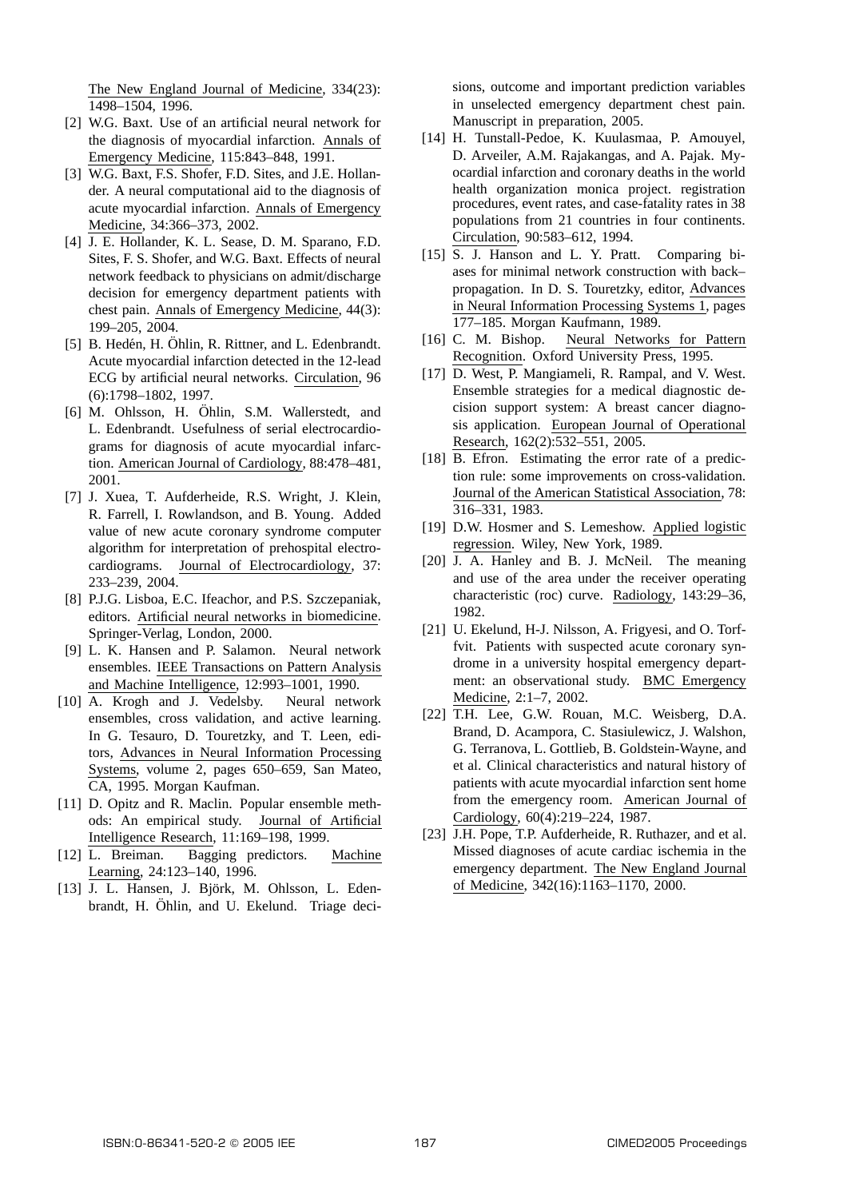The New England Journal of Medicine, 334(23): 1498–1504, 1996.

[2] W.G. Baxt. Use of an artificial neural network for the diagnosis of myocardial infarction. Annals of Emergency Medicine, 115:843–848, 1991.

[3] W.G. Baxt, F.S. Shofer, F.D. Sites, and J.E. Hollander. A neural computational aid to the diagnosis of acute myocardial infarction. Annals of Emergency Medicine, 34:366–373, 2002.

[4] J. E. Hollander, K. L. Sease, D. M. Sparano, F.D. Sites, F. S. Shofer, and W.G. Baxt. Effects of neural network feedback to physicians on admit/discharge decision for emergency department patients with chest pain. Annals of Emergency Medicine, 44(3): 199–205, 2004.

[5] B. Hedén, H. Öhlin, R. Rittner, and L. Edenbrandt. Acute myocardial infarction detected in the 12-lead ECG by artificial neural networks. Circulation, 96 (6):1798–1802, 1997.

[6] M. Ohlsson, H. Öhlin, S.M. Wallerstedt, and L. Edenbrandt. Usefulness of serial electrocardiograms for diagnosis of acute myocardial infarction. American Journal of Cardiology, 88:478–481, 2001.

[7] J. Xuea, T. Aufderheide, R.S. Wright, J. Klein, R. Farrell, I. Rowlandson, and B. Young. Added value of new acute coronary syndrome computer algorithm for interpretation of prehospital electrocardiograms. Journal of Electrocardiology, 37: 233–239, 2004.

[8] P.J.G. Lisboa, E.C. Ifeachor, and P.S. Szczepaniak, editors. Artificial neural networks in biomedicine. Springer-Verlag, London, 2000.

[9] L. K. Hansen and P. Salamon. Neural network ensembles. IEEE Transactions on Pattern Analysis and Machine Intelligence, 12:993–1001, 1990.

[10] A. Krogh and J. Vedelsby. Neural network ensembles, cross validation, and active learning. In G. Tesauro, D. Touretzky, and T. Leen, editors, Advances in Neural Information Processing Systems, volume 2, pages 650–659, San Mateo, CA, 1995. Morgan Kaufman.

[11] D. Opitz and R. Maclin. Popular ensemble methods: An empirical study. Journal of Artificial Intelligence Research, 11:169–198, 1999.

[12] L. Breiman. Bagging predictors. Machine Learning, 24:123–140, 1996.

[13] J. L. Hansen, J. Björk, M. Ohlsson, L. Edenbrandt, H. Öhlin, and U. Ekelund. Triage decisions, outcome and important prediction variables in unselected emergency department chest pain. Manuscript in preparation, 2005.

[14] H. Tunstall-Pedoe, K. Kuulasmaa, P. Amouyel, D. Arveiler, A.M. Rajakangas, and A. Pajak. Myocardial infarction and coronary deaths in the world health organization monica project. registration procedures, event rates, and case-fatality rates in 38 populations from 21 countries in four continents. Circulation, 90:583–612, 1994.

[15] S. J. Hanson and L. Y. Pratt. Comparing biases for minimal network construction with back–propagation. In D. S. Touretzky, editor, Advances in Neural Information Processing Systems 1, pages 177–185. Morgan Kaufmann, 1989.

[16] C. M. Bishop. Neural Networks for Pattern Recognition. Oxford University Press, 1995.

[17] D. West, P. Mangiameli, R. Rampal, and V. West. Ensemble strategies for a medical diagnostic decision support system: A breast cancer diagnosis application. European Journal of Operational Research, 162(2):532–551, 2005.

[18] B. Efron. Estimating the error rate of a prediction rule: some improvements on cross-validation. Journal of the American Statistical Association, 78: 316–331, 1983.

[19] D.W. Hosmer and S. Lemeshow. Applied logistic regression. Wiley, New York, 1989.

[20] J. A. Hanley and B. J. McNeil. The meaning and use of the area under the receiver operating characteristic (roc) curve. Radiology, 143:29–36, 1982.

[21] U. Ekelund, H-J. Nilsson, A. Frigyesi, and O. Torffvit. Patients with suspected acute coronary syndrome in a university hospital emergency department: an observational study. BMC Emergency Medicine, 2:1–7, 2002.

[22] T.H. Lee, G.W. Rouan, M.C. Weisberg, D.A. Brand, D. Acampora, C. Stasiulewicz, J. Walshon, G. Terranova, L. Gottlieb, B. Goldstein-Wayne, and et al. Clinical characteristics and natural history of patients with acute myocardial infarction sent home from the emergency room. American Journal of Cardiology, 60(4):219–224, 1987.

[23] J.H. Pope, T.P. Aufderheide, R. Ruthazer, and et al. Missed diagnoses of acute cardiac ischemia in the emergency department. The New England Journal of Medicine, 342(16):1163–1170, 2000.